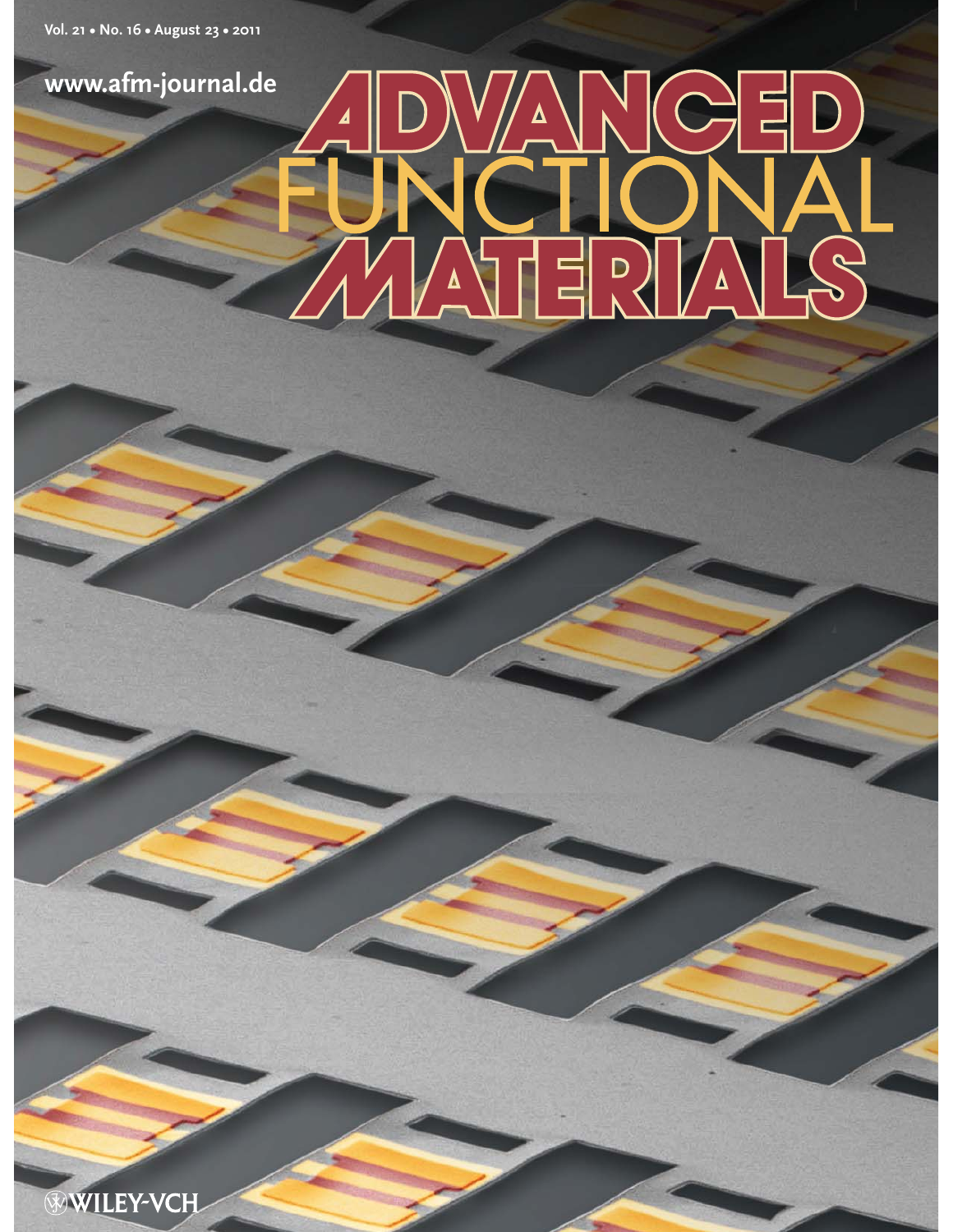Vol. 21 • No. 16 • August 23 • 2011

www.afm-journal.de

# ADVANCED FUNCTIONAL MATERIALS

WILEY-VCH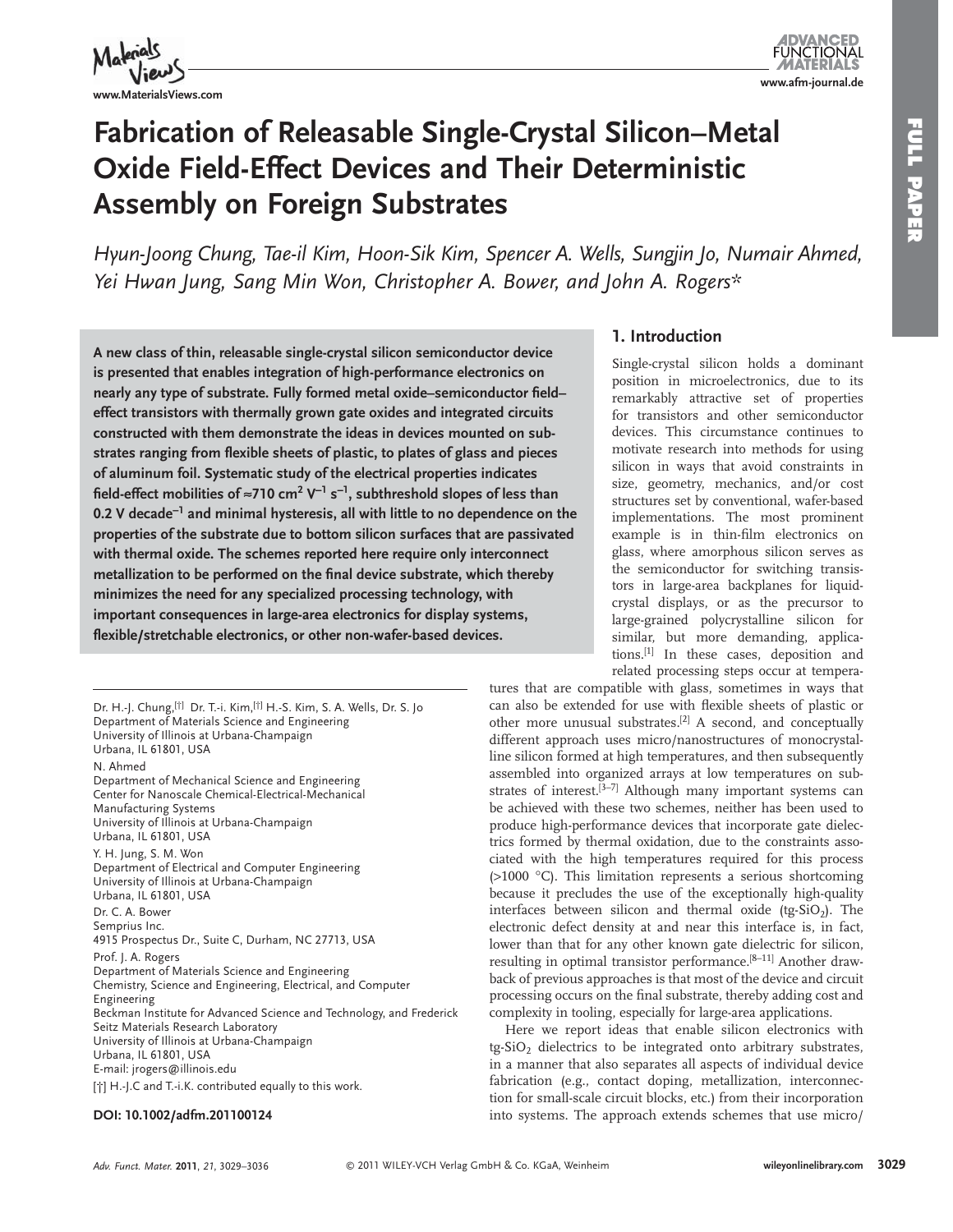# Fabrication of Releasable Single-Crystal Silicon–Metal Oxide Field-Effect Devices and Their Deterministic Assembly on Foreign Substrates

*Hyun-Joong Chung, Tae-il Kim, Hoon-Sik Kim, Spencer A. Wells, Sungjin Jo, Numair Ahmed, Yei Hwan Jung, Sang Min Won, Christopher A. Bower, and John A. Rogers\**

**A new class of thin, releasable single-crystal silicon semiconductor device is presented that enables integration of high-performance electronics on nearly any type of substrate. Fully formed metal oxide–semiconductor field–effect transistors with thermally grown gate oxides and integrated circuits constructed with them demonstrate the ideas in devices mounted on substrates ranging from flexible sheets of plastic, to plates of glass and pieces of aluminum foil. Systematic study of the electrical properties indicates field-effect mobilities of ≈710 $cm^2 V^{-1} s^{-1}$, subthreshold slopes of less than 0.2 V $decade^{-1}$ and minimal hysteresis, all with little to no dependence on the properties of the substrate due to bottom silicon surfaces that are passivated with thermal oxide. The schemes reported here require only interconnect metallization to be performed on the final device substrate, which thereby minimizes the need for any specialized processing technology, with important consequences in large-area electronics for display systems, flexible/stretchable electronics, or other non-wafer-based devices.**

Dr. H.-J. Chung,[†] Dr. T.-i. Kim,[†] H.-S. Kim, S. A. Wells, Dr. S. Jo
Department of Materials Science and Engineering
University of Illinois at Urbana-Champaign
Urbana, IL 61801, USA

N. Ahmed
Department of Mechanical Science and Engineering
Center for Nanoscale Chemical-Electrical-Mechanical Manufacturing Systems
University of Illinois at Urbana-Champaign
Urbana, IL 61801, USA

Y. H. Jung, S. M. Won
Department of Electrical and Computer Engineering
University of Illinois at Urbana-Champaign
Urbana, IL 61801, USA

Dr. C. A. Bower
Semprius Inc.
4915 Prospectus Dr., Suite C, Durham, NC 27713, USA

Prof. J. A. Rogers
Department of Materials Science and Engineering
Chemistry, Science and Engineering, Electrical, and Computer Engineering
Beckman Institute for Advanced Science and Technology, and Frederick Seitz Materials Research Laboratory
University of Illinois at Urbana-Champaign
Urbana, IL 61801, USA
E-mail: jrogers@illinois.edu

[†] H.-J.C and T.-i.K. contributed equally to this work.

**DOI: 10.1002/adfm.201100124**

## 1. Introduction

Single-crystal silicon holds a dominant position in microelectronics, due to its remarkably attractive set of properties for transistors and other semiconductor devices. This circumstance continues to motivate research into methods for using silicon in ways that avoid constraints in size, geometry, mechanics, and/or cost structures set by conventional, wafer-based implementations. The most prominent example is in thin-film electronics on glass, where amorphous silicon serves as the semiconductor for switching transistors in large-area backplanes for liquid-crystal displays, or as the precursor to large-grained polycrystalline silicon for similar, but more demanding, applications.[1] In these cases, deposition and related processing steps occur at temperatures that are compatible with glass, sometimes in ways that can also be extended for use with flexible sheets of plastic or other more unusual substrates.[2] A second, and conceptually different approach uses micro/nanostructures of monocrystalline silicon formed at high temperatures, and then subsequently assembled into organized arrays at low temperatures on substrates of interest.[3–7] Although many important systems can be achieved with these two schemes, neither has been used to produce high-performance devices that incorporate gate dielectrics formed by thermal oxidation, due to the constraints associated with the high temperatures required for this process (>1000 °C). This limitation represents a serious shortcoming because it precludes the use of the exceptionally high-quality interfaces between silicon and thermal oxide (tg-$SiO_2$). The electronic defect density at and near this interface is, in fact, lower than that for any other known gate dielectric for silicon, resulting in optimal transistor performance.[8–11] Another drawback of previous approaches is that most of the device and circuit processing occurs on the final substrate, thereby adding cost and complexity in tooling, especially for large-area applications.

Here we report ideas that enable silicon electronics with tg-$SiO_2$ dielectrics to be integrated onto arbitrary substrates, in a manner that also separates all aspects of individual device fabrication (e.g., contact doping, metallization, interconnection for small-scale circuit blocks, etc.) from their incorporation into systems. The approach extends schemes that use micro/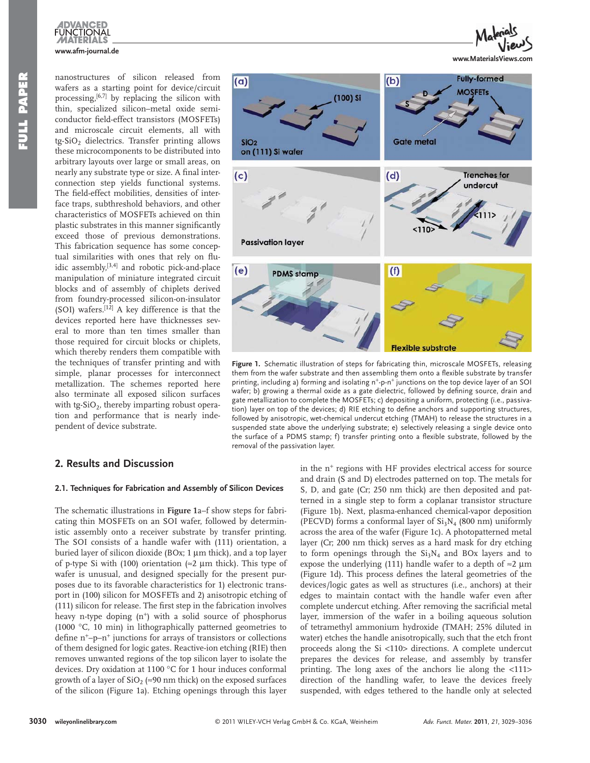nanostructures of silicon released from wafers as a starting point for device/circuit processing,[6,7] by replacing the silicon with thin, specialized silicon–metal oxide semiconductor field-effect transistors (MOSFETs) and microscale circuit elements, all with tg-$SiO_2$ dielectrics. Transfer printing allows these microcomponents to be distributed into arbitrary layouts over large or small areas, on nearly any substrate type or size. A final interconnection step yields functional systems. The field-effect mobilities, densities of interface traps, subthreshold behaviors, and other characteristics of MOSFETs achieved on thin plastic substrates in this manner significantly exceed those of previous demonstrations. This fabrication sequence has some conceptual similarities with ones that rely on fluidic assembly,[3,4] and robotic pick-and-place manipulation of miniature integrated circuit blocks and of assembly of chiplets derived from foundry-processed silicon-on-insulator (SOI) wafers.[12] A key difference is that the devices reported here have thicknesses several to more than ten times smaller than those required for circuit blocks or chiplets, which thereby renders them compatible with the techniques of transfer printing and with simple, planar processes for interconnect metallization. The schemes reported here also terminate all exposed silicon surfaces with tg-$SiO_2$, thereby imparting robust operation and performance that is nearly independent of device substrate.

**Figure 1.** Schematic illustration of steps for fabricating thin, microscale MOSFETs, releasing them from the wafer substrate and then assembling them onto a flexible substrate by transfer printing, including a) forming and isolating $n^+$-p-$n^+$ junctions on the top device layer of an SOI wafer; b) growing a thermal oxide as a gate dielectric, followed by defining source, drain and gate metallization to complete the MOSFETs; c) depositing a uniform, protecting (i.e., passivation) layer on top of the devices; d) RIE etching to define anchors and supporting structures, followed by anisotropic, wet-chemical undercut etching (TMAH) to release the structures in a suspended state above the underlying substrate; e) selectively releasing a single device onto the surface of a PDMS stamp; f) transfer printing onto a flexible substrate, followed by the removal of the passivation layer.

## 2. Results and Discussion

### 2.1. Techniques for Fabrication and Assembly of Silicon Devices

The schematic illustrations in **Figure 1**a–f show steps for fabricating thin MOSFETs on an SOI wafer, followed by deterministic assembly onto a receiver substrate by transfer printing. The SOI consists of a handle wafer with (111) orientation, a buried layer of silicon dioxide (BOx; 1 μm thick), and a top layer of p-type Si with (100) orientation (≈2 μm thick). This type of wafer is unusual, and designed specially for the present purposes due to its favorable characteristics for 1) electronic transport in (100) silicon for MOSFETs and 2) anisotropic etching of (111) silicon for release. The first step in the fabrication involves heavy n-type doping ($n^+$) with a solid source of phosphorus (1000 °C, 10 min) in lithographically patterned geometries to define $n^+$–p–$n^+$ junctions for arrays of transistors or collections of them designed for logic gates. Reactive-ion etching (RIE) then removes unwanted regions of the top silicon layer to isolate the devices. Dry oxidation at 1100 °C for 1 hour induces conformal growth of a layer of $SiO_2$ (≈90 nm thick) on the exposed surfaces of the silicon (Figure 1a). Etching openings through this layer in the $n^+$ regions with HF provides electrical access for source and drain (S and D) electrodes patterned on top. The metals for S, D, and gate (Cr; 250 nm thick) are then deposited and patterned in a single step to form a coplanar transistor structure (Figure 1b). Next, plasma-enhanced chemical-vapor deposition (PECVD) forms a conformal layer of $Si_3N_4$ (800 nm) uniformly across the area of the wafer (Figure 1c). A photopatterned metal layer (Cr; 200 nm thick) serves as a hard mask for dry etching to form openings through the $Si_3N_4$ and BOx layers and to expose the underlying (111) handle wafer to a depth of ≈2 μm (Figure 1d). This process defines the lateral geometries of the devices/logic gates as well as structures (i.e., anchors) at their edges to maintain contact with the handle wafer even after complete undercut etching. After removing the sacrificial metal layer, immersion of the wafer in a boiling aqueous solution of tetramethyl ammonium hydroxide (TMAH; 25% diluted in water) etches the handle anisotropically, such that the etch front proceeds along the Si <110> directions. A complete undercut prepares the devices for release, and assembly by transfer printing. The long axes of the anchors lie along the <111> direction of the handling wafer, to leave the devices freely suspended, with edges tethered to the handle only at selected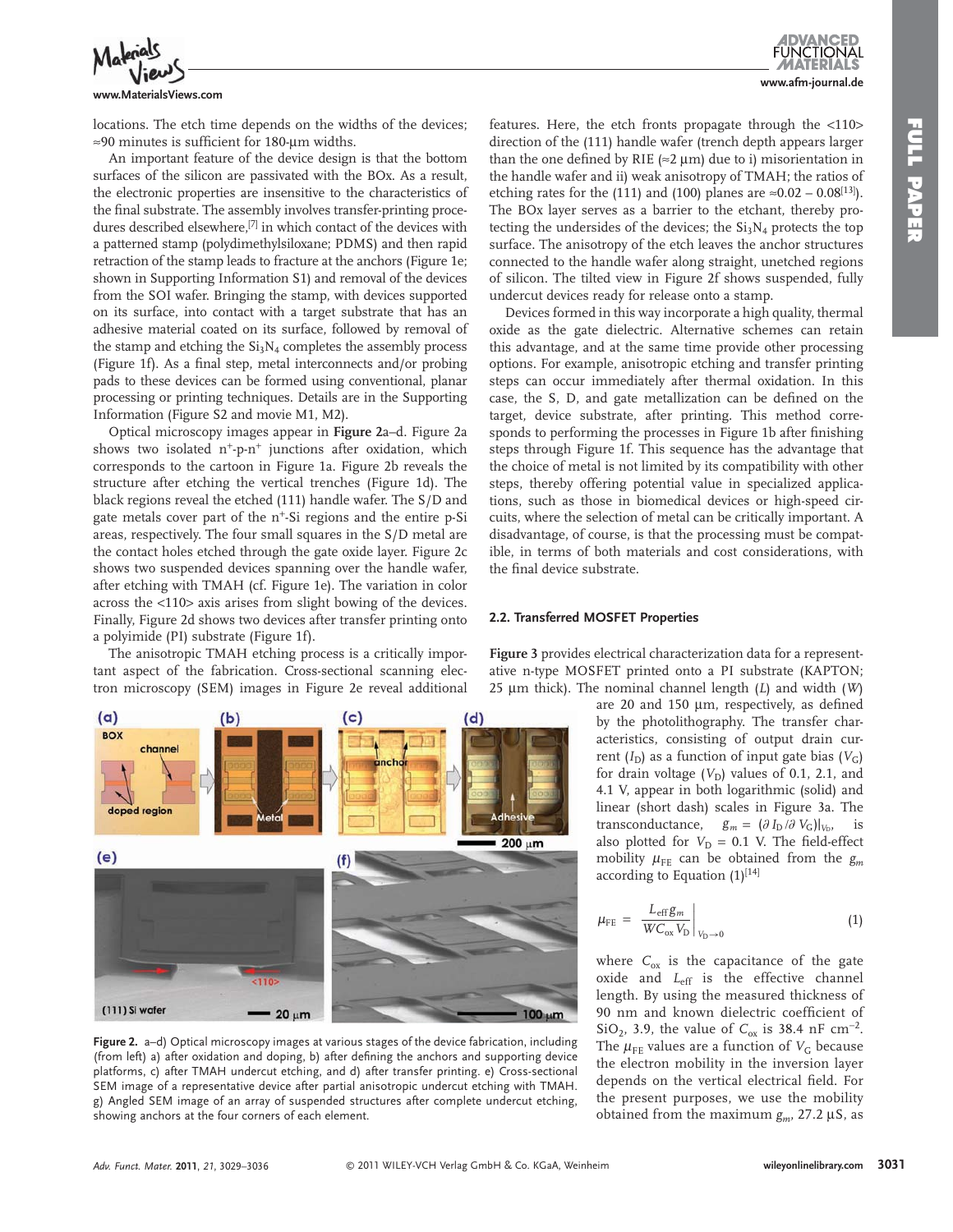locations. The etch time depends on the widths of the devices; ≈90 minutes is sufficient for 180-μm widths.

An important feature of the device design is that the bottom surfaces of the silicon are passivated with the BOx. As a result, the electronic properties are insensitive to the characteristics of the final substrate. The assembly involves transfer-printing procedures described elsewhere,[7] in which contact of the devices with a patterned stamp (polydimethylsiloxane; PDMS) and then rapid retraction of the stamp leads to fracture at the anchors (Figure 1e; shown in Supporting Information S1) and removal of the devices from the SOI wafer. Bringing the stamp, with devices supported on its surface, into contact with a target substrate that has an adhesive material coated on its surface, followed by removal of the stamp and etching the $Si_3N_4$ completes the assembly process (Figure 1f). As a final step, metal interconnects and/or probing pads to these devices can be formed using conventional, planar processing or printing techniques. Details are in the Supporting Information (Figure S2 and movie M1, M2).

Optical microscopy images appear in **Figure 2**a–d. Figure 2a shows two isolated $n^+$-p-$n^+$ junctions after oxidation, which corresponds to the cartoon in Figure 1a. Figure 2b reveals the structure after etching the vertical trenches (Figure 1d). The black regions reveal the etched (111) handle wafer. The S/D and gate metals cover part of the $n^+$-Si regions and the entire p-Si areas, respectively. The four small squares in the S/D metal are the contact holes etched through the gate oxide layer. Figure 2c shows two suspended devices spanning over the handle wafer, after etching with TMAH (cf. Figure 1e). The variation in color across the <110> axis arises from slight bowing of the devices. Finally, Figure 2d shows two devices after transfer printing onto a polyimide (PI) substrate (Figure 1f).

The anisotropic TMAH etching process is a critically important aspect of the fabrication. Cross-sectional scanning electron microscopy (SEM) images in Figure 2e reveal additional features. Here, the etch fronts propagate through the <110> direction of the (111) handle wafer (trench depth appears larger than the one defined by RIE (≈2 μm) due to i) misorientation in the handle wafer and ii) weak anisotropy of TMAH; the ratios of etching rates for the (111) and (100) planes are ≈0.02 – 0.08[13]). The BOx layer serves as a barrier to the etchant, thereby protecting the undersides of the devices; the $Si_3N_4$ protects the top surface. The anisotropy of the etch leaves the anchor structures connected to the handle wafer along straight, unetched regions of silicon. The tilted view in Figure 2f shows suspended, fully undercut devices ready for release onto a stamp.

Figure 2. a–d) Optical microscopy images at various stages of the device fabrication, including (from left) a) after oxidation and doping, b) after defining the anchors and supporting device platforms, c) after TMAH undercut etching, and d) after transfer printing. e) Cross-sectional SEM image of a representative device after partial anisotropic undercut etching with TMAH. g) Angled SEM image of an array of suspended structures after complete undercut etching, showing anchors at the four corners of each element.

Devices formed in this way incorporate a high quality, thermal oxide as the gate dielectric. Alternative schemes can retain this advantage, and at the same time provide other processing options. For example, anisotropic etching and transfer printing steps can occur immediately after thermal oxidation. In this case, the S, D, and gate metallization can be defined on the target, device substrate, after printing. This method corresponds to performing the processes in Figure 1b after finishing steps through Figure 1f. This sequence has the advantage that the choice of metal is not limited by its compatibility with other steps, thereby offering potential value in specialized applications, such as those in biomedical devices or high-speed circuits, where the selection of metal can be critically important. A disadvantage, of course, is that the processing must be compatible, in terms of both materials and cost considerations, with the final device substrate.

### 2.2. Transferred MOSFET Properties

**Figure 3** provides electrical characterization data for a representative n-type MOSFET printed onto a PI substrate (KAPTON; 25 μm thick). The nominal channel length ($L$) and width ($W$) are 20 and 150 μm, respectively, as defined by the photolithography. The transfer characteristics, consisting of output drain current ($I_D$) as a function of input gate bias ($V_G$) for drain voltage ($V_D$) values of 0.1, 2.1, and 4.1 V, appear in both logarithmic (solid) and linear (short dash) scales in Figure 3a. The transconductance, $g_m = (\partial I_D / \partial V_G)|_{V_D}$, is also plotted for $V_D$ = 0.1 V. The field-effect mobility $\mu_{FE}$ can be obtained from the $g_m$ according to Equation (1)[14]

$$\mu_{FE} = \left. \frac{L_{eff}\, g_m}{W C_{ox} V_D} \right|_{V_D \to 0} \tag{1}$$

where $C_{ox}$ is the capacitance of the gate oxide and $L_{eff}$ is the effective channel length. By using the measured thickness of 90 nm and known dielectric coefficient of $SiO_2$, 3.9, the value of $C_{ox}$ is 38.4 nF cm$^{-2}$. The $\mu_{FE}$ values are a function of $V_G$ because the electron mobility in the inversion layer depends on the vertical electrical field. For the present purposes, we use the mobility obtained from the maximum $g_m$, 27.2 μS, as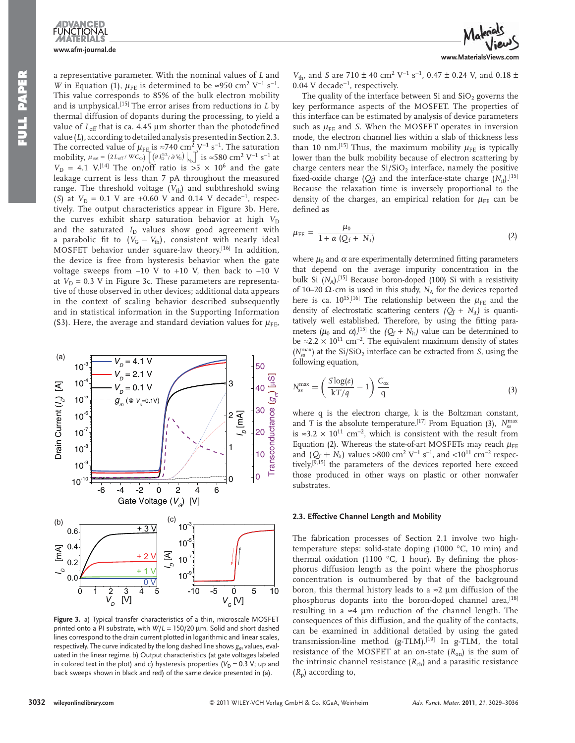a representative parameter. With the nominal values of $L$ and $W$ in Equation (1), $\mu_{FE}$ is determined to be ≈950 $cm^2 V^{-1} s^{-1}$. This value corresponds to 85% of the bulk electron mobility and is unphysical.[15] The error arises from reductions in $L$ by thermal diffusion of dopants during the processing, to yield a value of $L_{eff}$ that is ca. 4.45 μm shorter than the photodefined value ($L$), according to detailed analysis presented in Section 2.3. The corrected value of $\mu_{FE}$ is ≈740 $cm^2 V^{-1} s^{-1}$. The saturation mobility, $\mu_{sat} = (2L_{eff}/WC_{ox})\left[(\partial I_D^{1/2}/\partial V_G)\big|_{V_D}\right]^2$ is ≈580 $cm^2 V^{-1} s^{-1}$ at $V_D$ = 4.1 V.[14] The on/off ratio is >5 × $10^6$ and the gate leakage current is less than 7 pA throughout the measured range. The threshold voltage ($V_{th}$) and subthreshold swing ($S$) at $V_D$ = 0.1 V are +0.60 V and 0.14 V $decade^{-1}$, respectively. The output characteristics appear in Figure 3b. Here, the curves exhibit sharp saturation behavior at high $V_D$ and the saturated $I_D$ values show good agreement with a parabolic fit to ($V_G - V_{th}$), consistent with nearly ideal MOSFET behavior under square-law theory.[16] In addition, the device is free from hysteresis behavior when the gate voltage sweeps from −10 V to +10 V, then back to −10 V at $V_D$ = 0.3 V in Figure 3c. These parameters are representative of those observed in other devices; additional data appears in the context of scaling behavior described subsequently and in statistical information in the Supporting Information (S3). Here, the average and standard deviation values for $\mu_{FE}$, $V_{th}$, and $S$ are 710 ± 40 $cm^2 V^{-1} s^{-1}$, 0.47 ± 0.24 V, and 0.18 ± 0.04 V $decade^{-1}$, respectively.

**Figure 3.** a) Typical transfer characteristics of a thin, microscale MOSFET printed onto a PI substrate, with $W/L$ = 150/20 μm. Solid and short dashed lines correspond to the drain current plotted in logarithmic and linear scales, respectively. The curve indicated by the long dashed line shows $g_m$ values, evaluated in the linear regime. b) Output characteristics (at gate voltages labeled in colored text in the plot) and c) hysteresis properties ($V_D$ = 0.3 V; up and back sweeps shown in black and red) of the same device presented in (a).

The quality of the interface between Si and $SiO_2$ governs the key performance aspects of the MOSFET. The properties of this interface can be estimated by analysis of device parameters such as $\mu_{FE}$ and $S$. When the MOSFET operates in inversion mode, the electron channel lies within a slab of thickness less than 10 nm.[15] Thus, the maximum mobility $\mu_{FE}$ is typically lower than the bulk mobility because of electron scattering by charge centers near the Si/$SiO_2$ interface, namely the positive fixed-oxide charge ($Q_f$) and the interface-state charge ($N_{it}$).[15] Because the relaxation time is inversely proportional to the density of the charges, an empirical relation for $\mu_{FE}$ can be defined as

$$\mu_{FE} = \frac{\mu_0}{1 + \alpha\,(Q_f + N_{it})} \tag{2}$$

where $\mu_0$ and $\alpha$ are experimentally determined fitting parameters that depend on the average impurity concentration in the bulk Si ($N_A$).[15] Because boron-doped (100) Si with a resistivity of 10–20 Ω·cm is used in this study, $N_A$ for the devices reported here is ca. $10^{15}$.[16] The relationship between the $\mu_{FE}$ and the density of electrostatic scattering centers ($Q_f + N_{it}$) is quantitatively well established. Therefore, by using the fitting parameters ($\mu_0$ and $\alpha$),[15] the ($Q_f + N_{it}$) value can be determined to be ≈2.2 × $10^{11}$ $cm^{-2}$. The equivalent maximum density of states ($N_{ss}^{max}$) at the Si/$SiO_2$ interface can be extracted from $S$, using the following equation,

$$N_{ss}^{max} = \left(\frac{S\log(e)}{kT/q} - 1\right)\frac{C_{ox}}{q} \tag{3}$$

where q is the electron charge, k is the Boltzman constant, and $T$ is the absolute temperature.[17] From Equation (3), $N_{ss}^{max}$ is ≈3.2 × $10^{11}$ $cm^{-2}$, which is consistent with the result from Equation (2). Whereas the state-of-art MOSFETs may reach $\mu_{FE}$ and ($Q_f + N_{it}$) values >800 $cm^2 V^{-1} s^{-1}$, and <$10^{11}$ $cm^{-2}$ respectively,[9,15] the parameters of the devices reported here exceed those produced in other ways on plastic or other nonwafer substrates.

### 2.3. Effective Channel Length and Mobility

The fabrication processes of Section 2.1 involve two high-temperature steps: solid-state doping (1000 °C, 10 min) and thermal oxidation (1100 °C, 1 hour). By defining the phosphorus diffusion length as the point where the phosphorus concentration is outnumbered by that of the background boron, this thermal history leads to a ≈2 μm diffusion of the phosphorus dopants into the boron-doped channel area,[18] resulting in a ≈4 μm reduction of the channel length. The consequences of this diffusion, and the quality of the contacts, can be examined in additional detailed by using the gated transmission-line method (g-TLM).[19] In g-TLM, the total resistance of the MOSFET at an on-state ($R_{on}$) is the sum of the intrinsic channel resistance ($R_{ch}$) and a parasitic resistance ($R_p$) according to,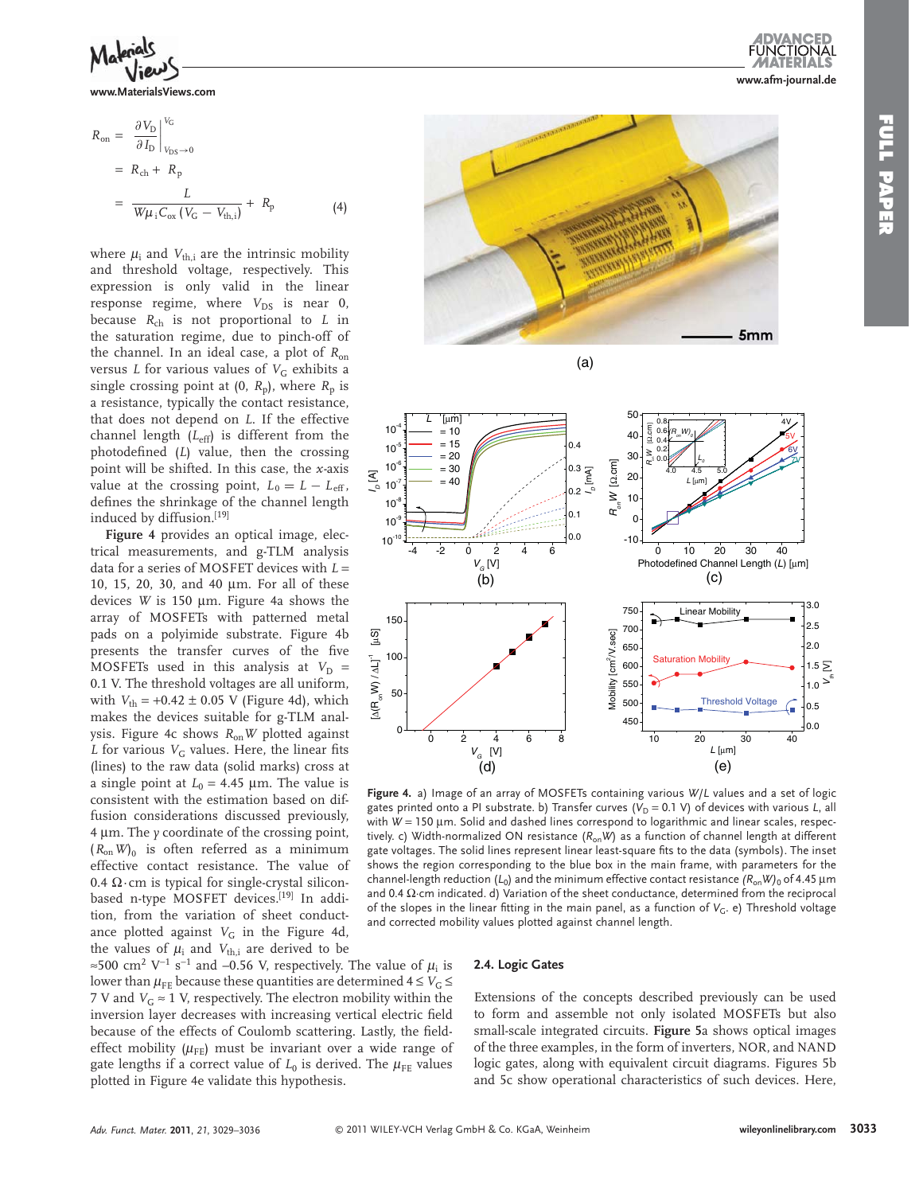$$R_{on} = \left.\frac{\partial V_D}{\partial I_D}\right|_{V_{DS}\to 0}^{V_G} = R_{ch} + R_p = \frac{L}{W\mu_i C_{ox}(V_G - V_{th,i})} + R_p \tag{4}$$

where $\mu_i$ and $V_{th,i}$ are the intrinsic mobility and threshold voltage, respectively. This expression is only valid in the linear response regime, where $V_{DS}$ is near 0, because $R_{ch}$ is not proportional to $L$ in the saturation regime, due to pinch-off of the channel. In an ideal case, a plot of $R_{on}$ versus $L$ for various values of $V_G$ exhibits a single crossing point at (0, $R_p$), where $R_p$ is a resistance, typically the contact resistance, that does not depend on $L$. If the effective channel length ($L_{eff}$) is different from the photodefined ($L$) value, then the crossing point will be shifted. In this case, the $x$-axis value at the crossing point, $L_0 = L - L_{eff}$, defines the shrinkage of the channel length induced by diffusion.[19]

**Figure 4** provides an optical image, electrical measurements, and g-TLM analysis data for a series of MOSFET devices with $L$ = 10, 15, 20, 30, and 40 µm. For all of these devices $W$ is 150 µm. Figure 4a shows the array of MOSFETs with patterned metal pads on a polyimide substrate. Figure 4b presents the transfer curves of the five MOSFETs used in this analysis at $V_D$ = 0.1 V. The threshold voltages are all uniform, with $V_{th}$ = +0.42 ± 0.05 V (Figure 4d), which makes the devices suitable for g-TLM analysis. Figure 4c shows $R_{on}W$ plotted against $L$ for various $V_G$ values. Here, the linear fits (lines) to the raw data (solid marks) cross at a single point at $L_0$ = 4.45 µm. The value is consistent with the estimation based on diffusion considerations discussed previously, 4 µm. The $y$ coordinate of the crossing point, $(R_{on}W)_0$ is often referred as a minimum effective contact resistance. The value of 0.4 Ω·cm is typical for single-crystal silicon-based n-type MOSFET devices.[19] In addition, from the variation of sheet conductance plotted against $V_G$ in the Figure 4d, the values of $\mu_i$ and $V_{th,i}$ are derived to be ≈500 cm$^2$ V$^{-1}$ s$^{-1}$ and –0.56 V, respectively. The value of $\mu_i$ is lower than $\mu_{FE}$ because these quantities are determined $4 \leq V_G \leq 7$ V and $V_G \approx 1$ V, respectively. The electron mobility within the inversion layer decreases with increasing vertical electric field because of the effects of Coulomb scattering. Lastly, the field-effect mobility ($\mu_{FE}$) must be invariant over a wide range of gate lengths if a correct value of $L_0$ is derived. The $\mu_{FE}$ values plotted in Figure 4e validate this hypothesis.

**Figure 4.** a) Image of an array of MOSFETs containing various $W/L$ values and a set of logic gates printed onto a PI substrate. b) Transfer curves ($V_D$ = 0.1 V) of devices with various $L$, all with $W$ = 150 µm. Solid and dashed lines correspond to logarithmic and linear scales, respectively. c) Width-normalized ON resistance ($R_{on}W$) as a function of channel length at different gate voltages. The solid lines represent linear least-square fits to the data (symbols). The inset shows the region corresponding to the blue box in the main frame, with parameters for the channel-length reduction ($L_0$) and the minimum effective contact resistance $(R_{on}W)_0$ of 4.45 µm and 0.4 Ω·cm indicated. d) Variation of the sheet conductance, determined from the reciprocal of the slopes in the linear fitting in the main panel, as a function of $V_G$. e) Threshold voltage and corrected mobility values plotted against channel length.

### 2.4. Logic Gates

Extensions of the concepts described previously can be used to form and assemble not only isolated MOSFETs but also small-scale integrated circuits. **Figure 5**a shows optical images of the three examples, in the form of inverters, NOR, and NAND logic gates, along with equivalent circuit diagrams. Figures 5b and 5c show operational characteristics of such devices. Here,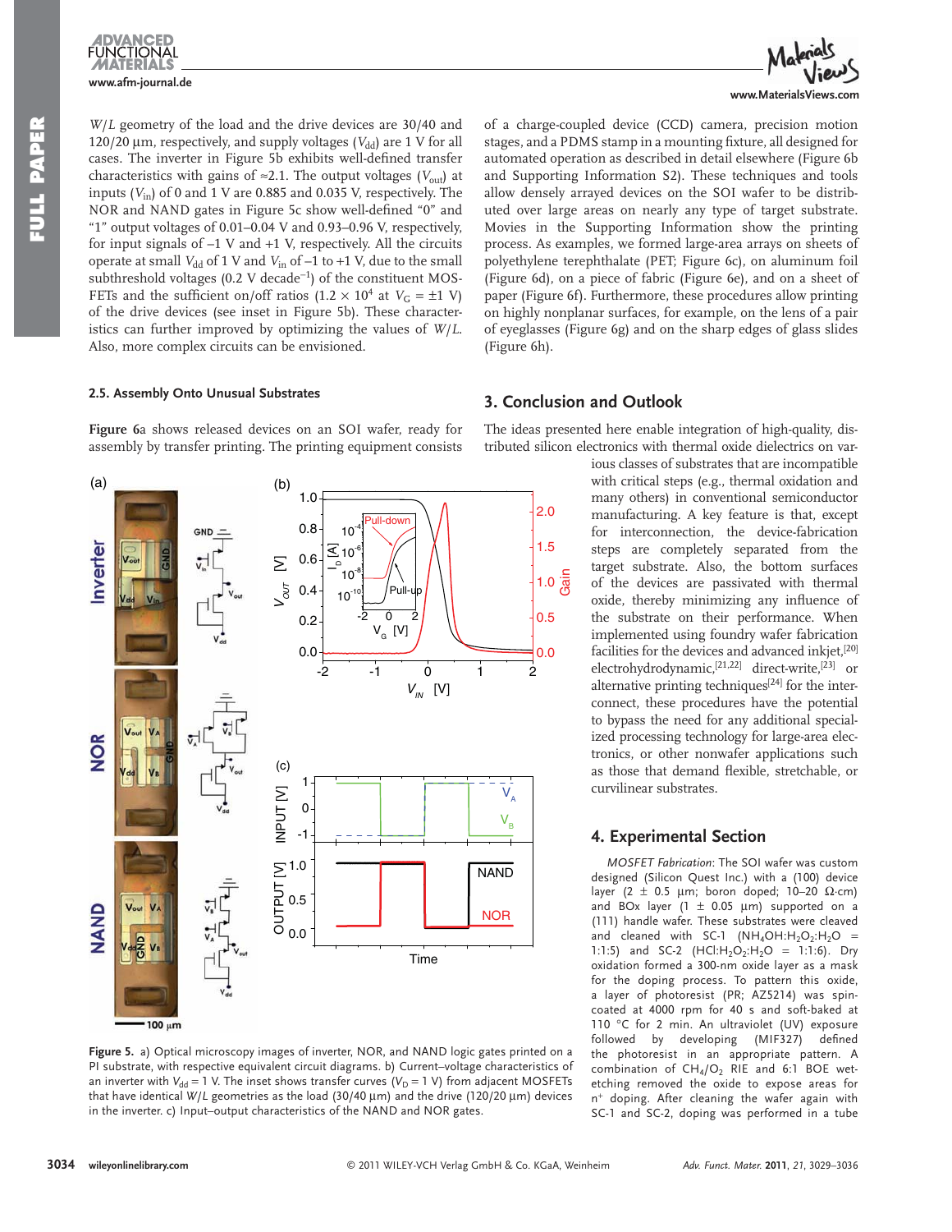$W/L$ geometry of the load and the drive devices are 30/40 and 120/20 μm, respectively, and supply voltages ($V_{dd}$) are 1 V for all cases. The inverter in Figure 5b exhibits well-defined transfer characteristics with gains of ≈2.1. The output voltages ($V_{out}$) at inputs ($V_{in}$) of 0 and 1 V are 0.885 and 0.035 V, respectively. The NOR and NAND gates in Figure 5c show well-defined "0" and "1" output voltages of 0.01–0.04 V and 0.93–0.96 V, respectively, for input signals of –1 V and +1 V, respectively. All the circuits operate at small $V_{dd}$ of 1 V and $V_{in}$ of –1 to +1 V, due to the small subthreshold voltages (0.2 V decade$^{-1}$) of the constituent MOSFETs and the sufficient on/off ratios ($1.2 \times 10^4$ at $V_G = \pm 1$ V) of the drive devices (see inset in Figure 5b). These characteristics can further improved by optimizing the values of $W/L$. Also, more complex circuits can be envisioned.

### 2.5. Assembly Onto Unusual Substrates

**Figure 6**a shows released devices on an SOI wafer, ready for assembly by transfer printing. The printing equipment consists of a charge-coupled device (CCD) camera, precision motion stages, and a PDMS stamp in a mounting fixture, all designed for automated operation as described in detail elsewhere (Figure 6b and Supporting Information S2). These techniques and tools allow densely arrayed devices on the SOI wafer to be distributed over large areas on nearly any type of target substrate. Movies in the Supporting Information show the printing process. As examples, we formed large-area arrays on sheets of polyethylene terephthalate (PET; Figure 6c), on aluminum foil (Figure 6d), on a piece of fabric (Figure 6e), and on a sheet of paper (Figure 6f). Furthermore, these procedures allow printing on highly nonplanar surfaces, for example, on the lens of a pair of eyeglasses (Figure 6g) and on the sharp edges of glass slides (Figure 6h).

**Figure 5.** a) Optical microscopy images of inverter, NOR, and NAND logic gates printed on a PI substrate, with respective equivalent circuit diagrams. b) Current–voltage characteristics of an inverter with $V_{dd} = 1$ V. The inset shows transfer curves ($V_D = 1$ V) from adjacent MOSFETs that have identical $W/L$ geometries as the load (30/40 μm) and the drive (120/20 μm) devices in the inverter. c) Input–output characteristics of the NAND and NOR gates.

## 3. Conclusion and Outlook

The ideas presented here enable integration of high-quality, distributed silicon electronics with thermal oxide dielectrics on various classes of substrates that are incompatible with critical steps (e.g., thermal oxidation and many others) in conventional semiconductor manufacturing. A key feature is that, except for interconnection, the device-fabrication steps are completely separated from the target substrate. Also, the bottom surfaces of the devices are passivated with thermal oxide, thereby minimizing any influence of the substrate on their performance. When implemented using foundry wafer fabrication facilities for the devices and advanced inkjet,[20] electrohydrodynamic,[21,22] direct-write,[23] or alternative printing techniques[24] for the interconnect, these procedures have the potential to bypass the need for any additional specialized processing technology for large-area electronics, or other nonwafer applications such as those that demand flexible, stretchable, or curvilinear substrates.

## 4. Experimental Section

*MOSFET Fabrication*: The SOI wafer was custom designed (Silicon Quest Inc.) with a (100) device layer (2 ± 0.5 μm; boron doped; 10–20 Ω·cm) and BOx layer (1 ± 0.05 μm) supported on a (111) handle wafer. These substrates were cleaved and cleaned with SC-1 ($NH_4OH$:$H_2O_2$:$H_2O$ = 1:1:5) and SC-2 ($HCl$:$H_2O_2$:$H_2O$ = 1:1:6). Dry oxidation formed a 300-nm oxide layer as a mask for the doping process. To pattern this oxide, a layer of photoresist (PR; AZ5214) was spin-coated at 4000 rpm for 40 s and soft-baked at 110 °C for 2 min. An ultraviolet (UV) exposure followed by developing (MIF327) defined the photoresist in an appropriate pattern. A combination of $CH_4/O_2$ RIE and 6:1 BOE wet-etching removed the oxide to expose areas for n$^+$ doping. After cleaning the wafer again with SC-1 and SC-2, doping was performed in a tube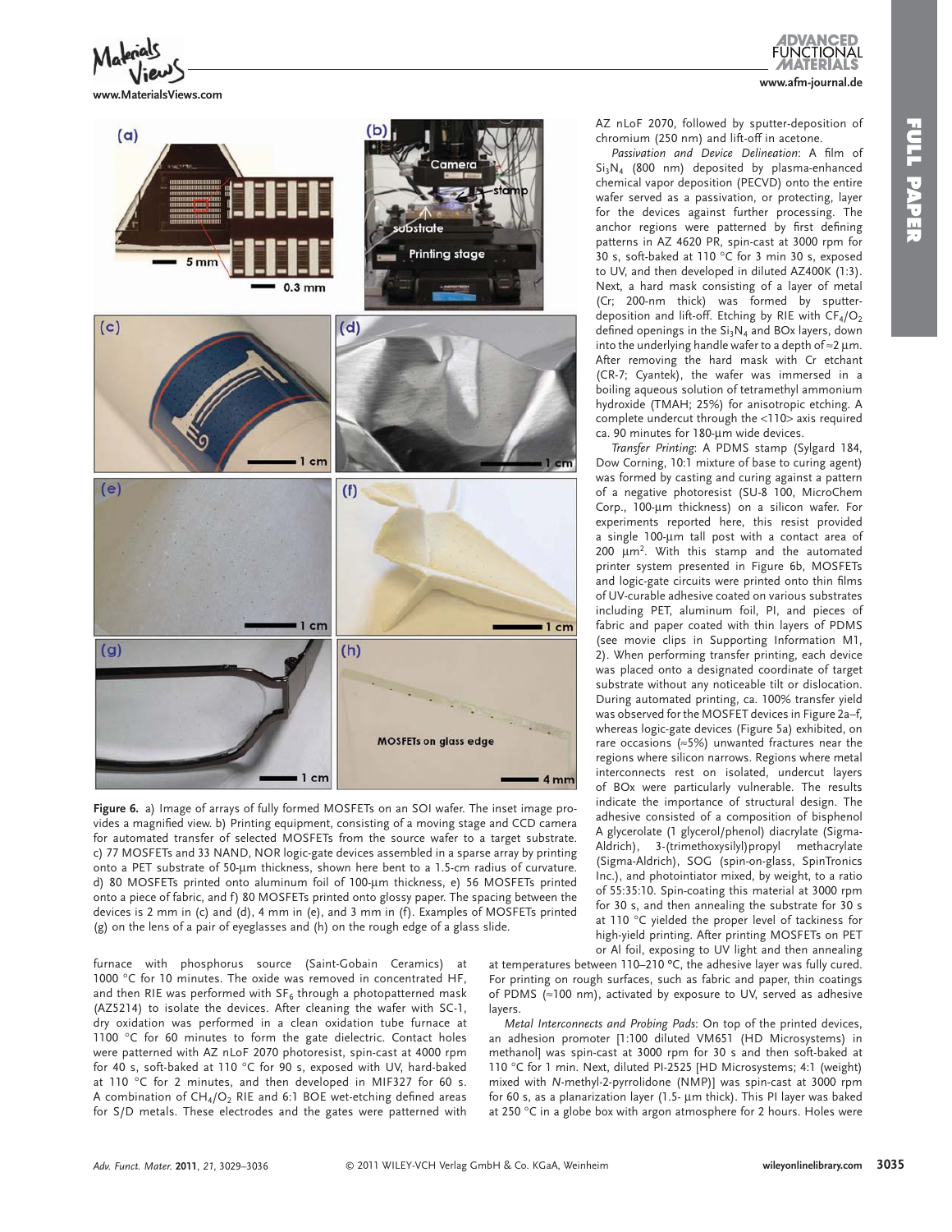**Figure 6.** a) Image of arrays of fully formed MOSFETs on an SOI wafer. The inset image provides a magnified view. b) Printing equipment, consisting of a moving stage and CCD camera for automated transfer of selected MOSFETs from the source wafer to a target substrate. c) 77 MOSFETs and 33 NAND, NOR logic-gate devices assembled in a sparse array by printing onto a PET substrate of 50-μm thickness, shown here bent to a 1.5-cm radius of curvature. d) 80 MOSFETs printed onto aluminum foil of 100-μm thickness, e) 56 MOSFETs printed onto a piece of fabric, and f) 80 MOSFETs printed onto glossy paper. The spacing between the devices is 2 mm in (c) and (d), 4 mm in (e), and 3 mm in (f). Examples of MOSFETs printed (g) on the lens of a pair of eyeglasses and (h) on the rough edge of a glass slide.

furnace with phosphorus source (Saint-Gobain Ceramics) at 1000 °C for 10 minutes. The oxide was removed in concentrated HF, and then RIE was performed with $SF_6$ through a photopatterned mask (AZ5214) to isolate the devices. After cleaning the wafer with SC-1, dry oxidation was performed in a clean oxidation tube furnace at 1100 °C for 60 minutes to form the gate dielectric. Contact holes were patterned with AZ nLoF 2070 photoresist, spin-cast at 4000 rpm for 40 s, soft-baked at 110 °C for 90 s, exposed with UV, hard-baked at 110 °C for 2 minutes, and then developed in MIF327 for 60 s. A combination of $CH_4/O_2$ RIE and 6:1 BOE wet-etching defined areas for S/D metals. These electrodes and the gates were patterned with AZ nLoF 2070, followed by sputter-deposition of chromium (250 nm) and lift-off in acetone.

*Passivation and Device Delineation*: A film of $Si_3N_4$ (800 nm) deposited by plasma-enhanced chemical vapor deposition (PECVD) onto the entire wafer served as a passivation, or protecting, layer for the devices against further processing. The anchor regions were patterned by first defining patterns in AZ 4620 PR, spin-cast at 3000 rpm for 30 s, soft-baked at 110 °C for 3 min 30 s, exposed to UV, and then developed in diluted AZ400K (1:3). Next, a hard mask consisting of a layer of metal (Cr; 200-nm thick) was formed by sputter-deposition and lift-off. Etching by RIE with $CF_4/O_2$ defined openings in the $Si_3N_4$ and BOx layers, down into the underlying handle wafer to a depth of ≈2 μm. After removing the hard mask with Cr etchant (CR-7; Cyantek), the wafer was immersed in a boiling aqueous solution of tetramethyl ammonium hydroxide (TMAH; 25%) for anisotropic etching. A complete undercut through the <110> axis required ca. 90 minutes for 180-μm wide devices.

*Transfer Printing*: A PDMS stamp (Sylgard 184, Dow Corning, 10:1 mixture of base to curing agent) was formed by casting and curing against a pattern of a negative photoresist (SU-8 100, MicroChem Corp., 100-μm thickness) on a silicon wafer. For experiments reported here, this resist provided a single 100-μm tall post with a contact area of 200 μm$^2$. With this stamp and the automated printer system presented in Figure 6b, MOSFETs and logic-gate circuits were printed onto thin films of UV-curable adhesive coated on various substrates including PET, aluminum foil, PI, and pieces of fabric and paper coated with thin layers of PDMS (see movie clips in Supporting Information M1, 2). When performing transfer printing, each device was placed onto a designated coordinate of target substrate without any noticeable tilt or dislocation. During automated printing, ca. 100% transfer yield was observed for the MOSFET devices in Figure 2a–f, whereas logic-gate devices (Figure 5a) exhibited, on rare occasions (≈5%) unwanted fractures near the regions where silicon narrows. Regions where metal interconnects rest on isolated, undercut layers of BOx were particularly vulnerable. The results indicate the importance of structural design. The adhesive consisted of a composition of bisphenol A glycerolate (1 glycerol/phenol) diacrylate (Sigma-Aldrich), 3-(trimethoxysilyl)propyl methacrylate (Sigma-Aldrich), SOG (spin-on-glass, SpinTronics Inc.), and photoinitiator mixed, by weight, to a ratio of 55:35:10. Spin-coating this material at 3000 rpm for 30 s, and then annealing the substrate for 30 s at 110 °C yielded the proper level of tackiness for high-yield printing. After printing MOSFETs on PET or Al foil, exposing to UV light and then annealing at temperatures between 110–210 °C, the adhesive layer was fully cured. For printing on rough surfaces, such as fabric and paper, thin coatings of PDMS (≈100 nm), activated by exposure to UV, served as adhesive layers.

*Metal Interconnects and Probing Pads*: On top of the printed devices, an adhesion promoter [1:100 diluted VM651 (HD Microsystems) in methanol] was spin-cast at 3000 rpm for 30 s and then soft-baked at 110 °C for 1 min. Next, diluted PI-2525 [HD Microsystems; 4:1 (weight) mixed with *N*-methyl-2-pyrrolidone (NMP)] was spin-cast at 3000 rpm for 60 s, as a planarization layer (1.5- μm thick). This PI layer was baked at 250 °C in a globe box with argon atmosphere for 2 hours. Holes were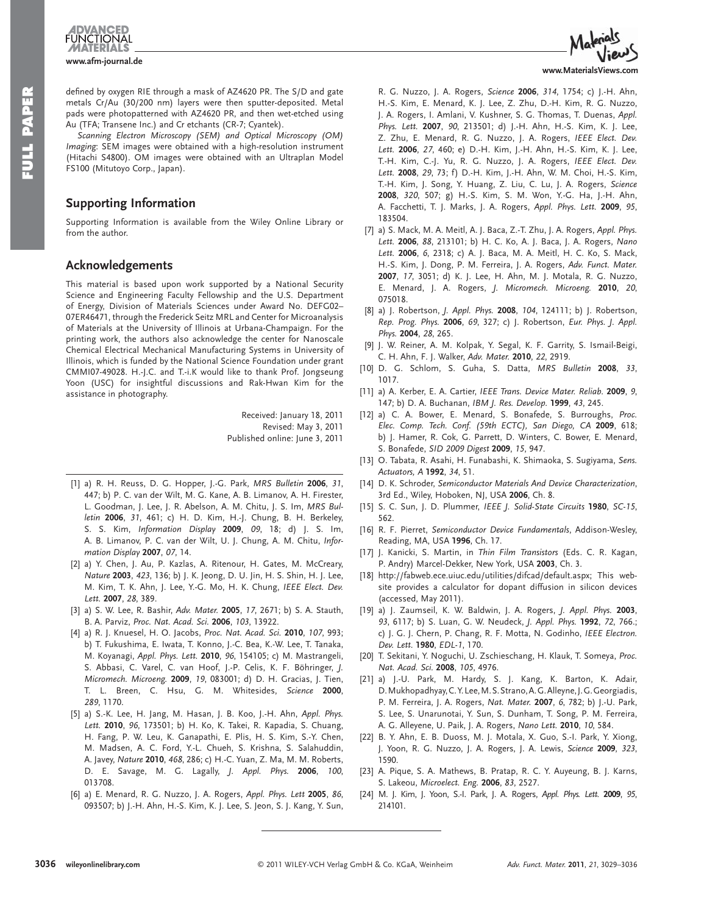defined by oxygen RIE through a mask of AZ4620 PR. The S/D and gate metals Cr/Au (30/200 nm) layers were then sputter-deposited. Metal pads were photopatterned with AZ4620 PR, and then wet-etched using Au (TFA; Transene Inc.) and Cr etchants (CR-7; Cyantek).

*Scanning Electron Microscopy (SEM) and Optical Microscopy (OM) Imaging*: SEM images were obtained with a high-resolution instrument (Hitachi S4800). OM images were obtained with an Ultraplan Model FS100 (Mitutoyo Corp., Japan).

## Supporting Information

Supporting Information is available from the Wiley Online Library or from the author.

## Acknowledgements

This material is based upon work supported by a National Security Science and Engineering Faculty Fellowship and the U.S. Department of Energy, Division of Materials Sciences under Award No. DEFG02–07ER46471, through the Frederick Seitz MRL and Center for Microanalysis of Materials at the University of Illinois at Urbana-Champaign. For the printing work, the authors also acknowledge the center for Nanoscale Chemical Electrical Mechanical Manufacturing Systems in University of Illinois, which is funded by the National Science Foundation under grant CMMI07-49028. H.-J.C. and T.-i.K would like to thank Prof. Jongseung Yoon (USC) for insightful discussions and Rak-Hwan Kim for the assistance in photography.

Received: January 18, 2011
Revised: May 3, 2011
Published online: June 3, 2011

[1] a) R. H. Reuss, D. G. Hopper, J.-G. Park, *MRS Bulletin* **2006**, *31*, 447; b) P. C. van der Wilt, M. G. Kane, A. B. Limanov, A. H. Firester, L. Goodman, J. Lee, J. R. Abelson, A. M. Chitu, J. S. Im, *MRS Bulletin* **2006**, *31*, 461; c) H. D. Kim, H.-J. Chung, B. H. Berkeley, S. S. Kim, *Information Display* **2009**, *09*, 18; d) J. S. Im, A. B. Limanov, P. C. van der Wilt, U. J. Chung, A. M. Chitu, *Information Display* **2007**, *07*, 14.

[2] a) Y. Chen, J. Au, P. Kazlas, A. Ritenour, H. Gates, M. McCreary, *Nature* **2003**, *423*, 136; b) J. K. Jeong, D. U. Jin, H. S. Shin, H. J. Lee, M. Kim, T. K. Ahn, J. Lee, Y.-G. Mo, H. K. Chung, *IEEE Elect. Dev. Lett.* **2007**, *28*, 389.

[3] a) S. W. Lee, R. Bashir, *Adv. Mater.* **2005**, *17*, 2671; b) S. A. Stauth, B. A. Parviz, *Proc. Nat. Acad. Sci.* **2006**, *103*, 13922.

[4] a) R. J. Knuesel, H. O. Jacobs, *Proc. Nat. Acad. Sci.* **2010**, *107*, 993; b) T. Fukushima, E. Iwata, T. Konno, J.-C. Bea, K.-W. Lee, T. Tanaka, M. Koyanagi, *Appl. Phys. Lett.* **2010**, *96*, 154105; c) M. Mastrangeli, S. Abbasi, C. Varel, C. van Hoof, J.-P. Celis, K. F. Böhringer, *J. Micromech. Microeng.* **2009**, *19*, 083001; d) D. H. Gracias, J. Tien, T. L. Breen, C. Hsu, G. M. Whitesides, *Science* **2000**, *289*, 1170.

[5] a) S.-K. Lee, H. Jang, M. Hasan, J. B. Koo, J.-H. Ahn, *Appl. Phys. Lett.* **2010**, *96*, 173501; b) H. Ko, K. Takei, R. Kapadia, S. Chuang, H. Fang, P. W. Leu, K. Ganapathi, E. Plis, H. S. Kim, S.-Y. Chen, M. Madsen, A. C. Ford, Y.-L. Chueh, S. Krishna, S. Salahuddin, A. Javey, *Nature* **2010**, *468*, 286; c) H.-C. Yuan, Z. Ma, M. M. Roberts, D. E. Savage, M. G. Lagally, *J. Appl. Phys.* **2006**, *100*, 013708.

[6] a) E. Menard, R. G. Nuzzo, J. A. Rogers, *Appl. Phys. Lett* **2005**, *86*, 093507; b) J.-H. Ahn, H.-S. Kim, K. J. Lee, S. Jeon, S. J. Kang, Y. Sun, R. G. Nuzzo, J. A. Rogers, *Science* **2006**, *314*, 1754; c) J.-H. Ahn, H.-S. Kim, E. Menard, K. J. Lee, Z. Zhu, D.-H. Kim, R. G. Nuzzo, J. A. Rogers, I. Amlani, V. Kushner, S. G. Thomas, T. Duenas, *Appl. Phys. Lett.* **2007**, *90*, 213501; d) J.-H. Ahn, H.-S. Kim, K. J. Lee, Z. Zhu, E. Menard, R. G. Nuzzo, J. A. Rogers, *IEEE Elect. Dev. Lett.* **2006**, *27*, 460; e) D.-H. Kim, J.-H. Ahn, H.-S. Kim, K. J. Lee, T.-H. Kim, C.-J. Yu, R. G. Nuzzo, J. A. Rogers, *IEEE Elect. Dev. Lett.* **2008**, *29*, 73; f) D.-H. Kim, J.-H. Ahn, W. M. Choi, H.-S. Kim, T.-H. Kim, J. Song, Y. Huang, Z. Liu, C. Lu, J. A. Rogers, *Science* **2008**, *320*, 507; g) H.-S. Kim, S. M. Won, Y.-G. Ha, J.-H. Ahn, A. Facchetti, T. J. Marks, J. A. Rogers, *Appl. Phys. Lett.* **2009**, *95*, 183504.

[7] a) S. Mack, M. A. Meitl, A. J. Baca, Z.-T. Zhu, J. A. Rogers, *Appl. Phys. Lett.* **2006**, *88*, 213101; b) H. C. Ko, A. J. Baca, J. A. Rogers, *Nano Lett.* **2006**, *6*, 2318; c) A. J. Baca, M. A. Meitl, H. C. Ko, S. Mack, H.-S. Kim, J. Dong, P. M. Ferreira, J. A. Rogers, *Adv. Funct. Mater.* **2007**, *17*, 3051; d) K. J. Lee, H. Ahn, M. J. Motala, R. G. Nuzzo, E. Menard, J. A. Rogers, *J. Micromech. Microeng.* **2010**, *20*, 075018.

[8] a) J. Robertson, *J. Appl. Phys.* **2008**, *104*, 124111; b) J. Robertson, *Rep. Prog. Phys.* **2006**, *69*, 327; c) J. Robertson, *Eur. Phys. J. Appl. Phys.* **2004**, *28*, 265.

[9] J. W. Reiner, A. M. Kolpak, Y. Segal, K. F. Garrity, S. Ismail-Beigi, C. H. Ahn, F. J. Walker, *Adv. Mater.* **2010**, *22*, 2919.

[10] D. G. Schlom, S. Guha, S. Datta, *MRS Bulletin* **2008**, *33*, 1017.

[11] a) A. Kerber, E. A. Cartier, *IEEE Trans. Device Mater. Reliab.* **2009**, *9*, 147; b) D. A. Buchanan, *IBM J. Res. Develop.* **1999**, *43*, 245.

[12] a) C. A. Bower, E. Menard, S. Bonafede, S. Burroughs, *Proc. Elec. Comp. Tech. Conf. (59th ECTC), San Diego, CA* **2009**, 618; b) J. Hamer, R. Cok, G. Parrett, D. Winters, C. Bower, E. Menard, S. Bonafede, *SID 2009 Digest* **2009**, *15*, 947.

[13] O. Tabata, R. Asahi, H. Funabashi, K. Shimaoka, S. Sugiyama, *Sens. Actuators, A* **1992**, *34*, 51.

[14] D. K. Schroder, *Semiconductor Materials And Device Characterization*, 3rd Ed., Wiley, Hoboken, NJ, USA **2006**, Ch. 8.

[15] S. C. Sun, J. D. Plummer, *IEEE J. Solid-State Circuits* **1980**, *SC-15*, 562.

[16] R. F. Pierret, *Semiconductor Device Fundamentals*, Addison-Wesley, Reading, MA, USA **1996**, Ch. 17.

[17] J. Kanicki, S. Martin, in *Thin Film Transistors* (Eds. C. R. Kagan, P. Andry) Marcel-Dekker, New York, USA **2003**, Ch. 3.

[18] http://fabweb.ece.uiuc.edu/utilities/difcad/default.aspx; This website provides a calculator for dopant diffusion in silicon devices (accessed, May 2011).

[19] a) J. Zaumseil, K. W. Baldwin, J. A. Rogers, *J. Appl. Phys.* **2003**, *93*, 6117; b) S. Luan, G. W. Neudeck, *J. Appl. Phys.* **1992**, *72*, 766.; c) J. G. J. Chern, P. Chang, R. F. Motta, N. Godinho, *IEEE Electron. Dev. Lett.* **1980**, *EDL-1*, 170.

[20] T. Sekitani, Y. Noguchi, U. Zschieschang, H. Klauk, T. Someya, *Proc. Nat. Acad. Sci.* **2008**, *105*, 4976.

[21] a) J.-U. Park, M. Hardy, S. J. Kang, K. Barton, K. Adair, D. Mukhopadhyay, C. Y. Lee, M. S. Strano, A. G. Alleyne, J. G. Georgiadis, P. M. Ferreira, J. A. Rogers, *Nat. Mater.* **2007**, *6*, 782; b) J.-U. Park, S. Lee, S. Unarunotai, Y. Sun, S. Dunham, T. Song, P. M. Ferreira, A. G. Alleyene, U. Paik, J. A. Rogers, *Nano Lett.* **2010**, *10*, 584.

[22] B. Y. Ahn, E. B. Duoss, M. J. Motala, X. Guo, S.-I. Park, Y. Xiong, J. Yoon, R. G. Nuzzo, J. A. Rogers, J. A. Lewis, *Science* **2009**, *323*, 1590.

[23] A. Pique, S. A. Mathews, B. Pratap, R. C. Y. Auyeung, B. J. Karns, S. Lakeou, *Microelect. Eng.* **2006**, *83*, 2527.

[24] M. J. Kim, J. Yoon, S.-I. Park, J. A. Rogers, *Appl. Phys. Lett.* **2009**, *95*, 214101.